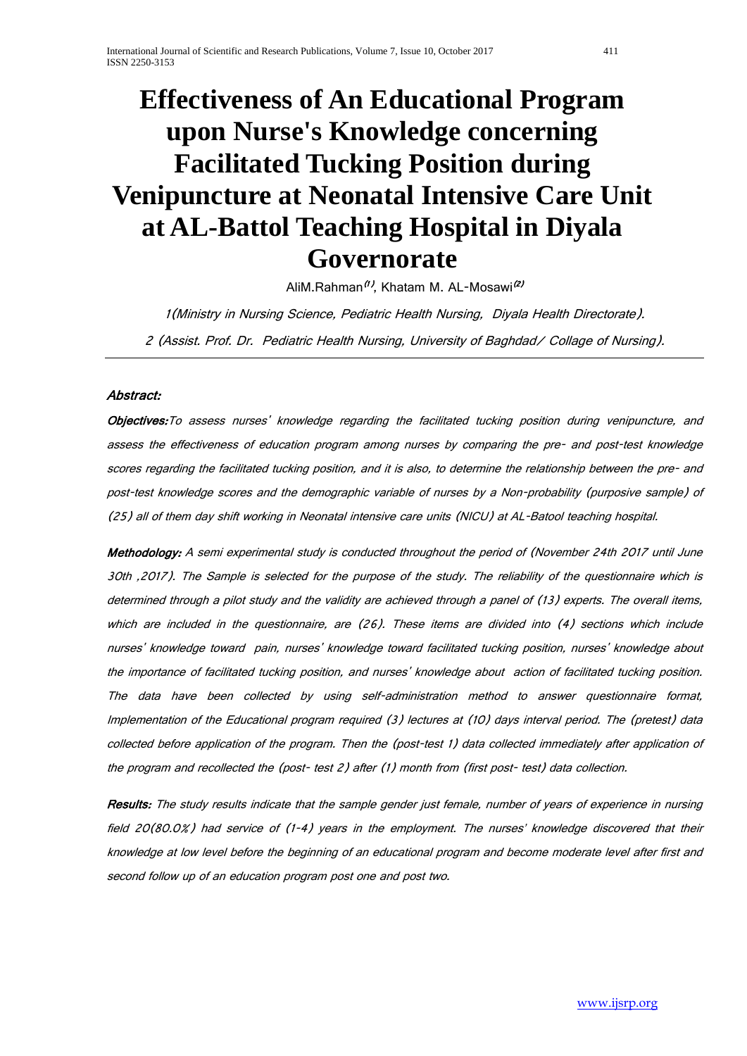# Effectiveness of An Educational Program upon Nurse's Knowledge concerning Facilitated Tucking Position during Venipuncture at Neonatal Intensive Care Unit at AL-Battol Teaching Hospital in Diyala Governorate

AliM.Rahman[1], Khatam M. AL-Mosawi[2]

*1(Ministry in Nursing Science, Pediatric Health Nursing, Diyala Health Directorate).*

*2 (Assist. Prof. Dr. Pediatric Health Nursing, University of Baghdad/ Collage of Nursing).*

---

***Abstract:***

***Objectives:*** *To assess nurses' knowledge regarding the facilitated tucking position during venipuncture, and assess the effectiveness of education program among nurses by comparing the pre- and post-test knowledge scores regarding the facilitated tucking position, and it is also, to determine the relationship between the pre- and post-test knowledge scores and the demographic variable of nurses by a Non-probability (purposive sample) of (25) all of them day shift working in Neonatal intensive care units (NICU) at AL-Batool teaching hospital.*

***Methodology:*** *A semi experimental study is conducted throughout the period of (November 24th 2017 until June 30th ,2017). The Sample is selected for the purpose of the study. The reliability of the questionnaire which is determined through a pilot study and the validity are achieved through a panel of (13) experts. The overall items, which are included in the questionnaire, are (26). These items are divided into (4) sections which include nurses' knowledge toward pain, nurses' knowledge toward facilitated tucking position, nurses' knowledge about the importance of facilitated tucking position, and nurses' knowledge about action of facilitated tucking position. The data have been collected by using self-administration method to answer questionnaire format, Implementation of the Educational program required (3) lectures at (10) days interval period. The (pretest) data collected before application of the program. Then the (post-test 1) data collected immediately after application of the program and recollected the (post- test 2) after (1) month from (first post- test) data collection.*

***Results:*** *The study results indicate that the sample gender just female, number of years of experience in nursing field 20(80.0%) had service of (1-4) years in the employment. The nurses' knowledge discovered that their knowledge at low level before the beginning of an educational program and become moderate level after first and second follow up of an education program post one and post two.*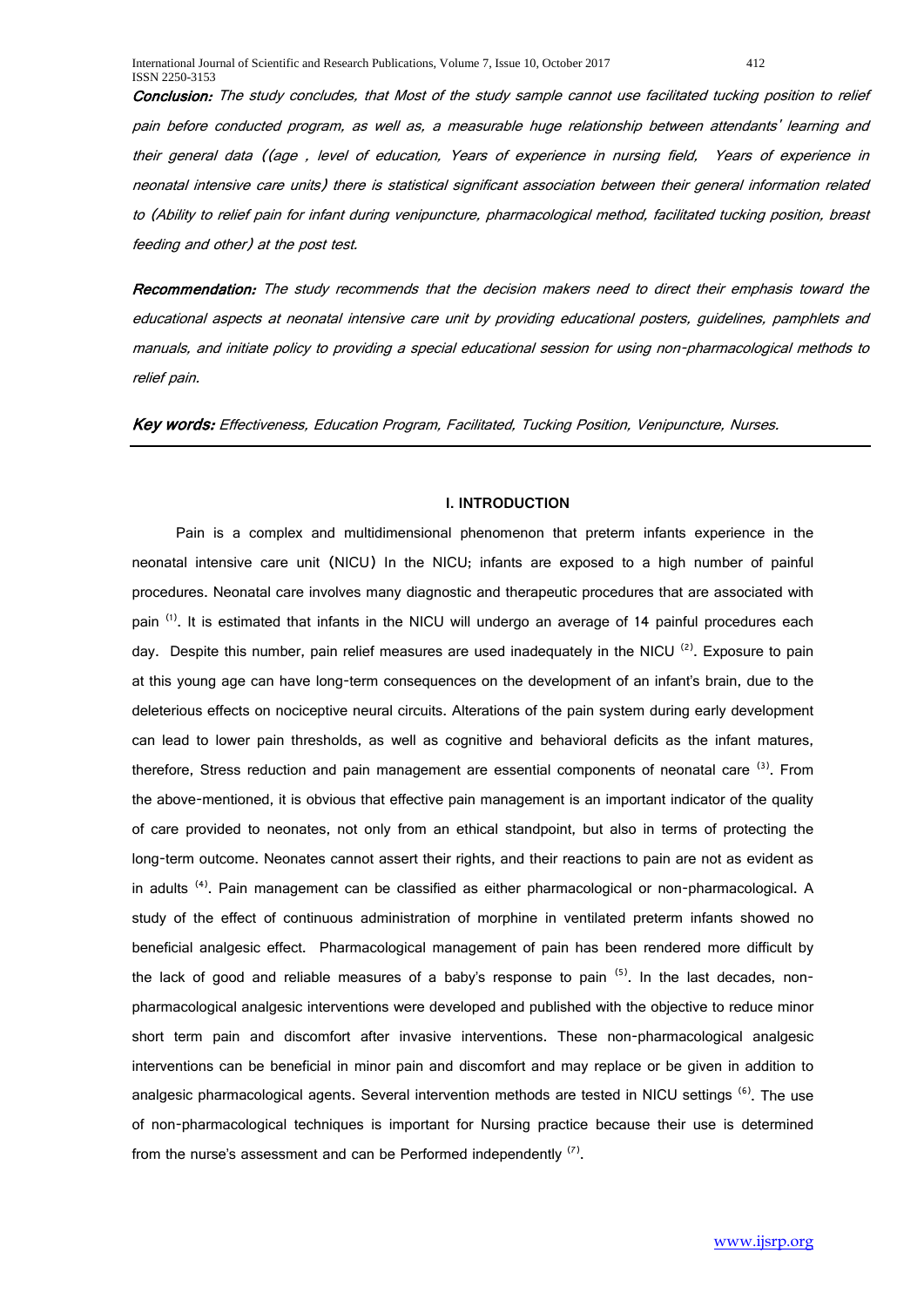***Conclusion:*** *The study concludes, that Most of the study sample cannot use facilitated tucking position to relief pain before conducted program, as well as, a measurable huge relationship between attendants' learning and their general data ((age , level of education, Years of experience in nursing field, Years of experience in neonatal intensive care units) there is statistical significant association between their general information related to (Ability to relief pain for infant during venipuncture, pharmacological method, facilitated tucking position, breast feeding and other) at the post test.*

***Recommendation:*** *The study recommends that the decision makers need to direct their emphasis toward the educational aspects at neonatal intensive care unit by providing educational posters, guidelines, pamphlets and manuals, and initiate policy to providing a special educational session for using non-pharmacological methods to relief pain.*

***Key words:*** *Effectiveness, Education Program, Facilitated, Tucking Position, Venipuncture, Nurses.*

---

## I. INTRODUCTION

Pain is a complex and multidimensional phenomenon that preterm infants experience in the neonatal intensive care unit (NICU) In the NICU; infants are exposed to a high number of painful procedures. Neonatal care involves many diagnostic and therapeutic procedures that are associated with pain [(1)]. It is estimated that infants in the NICU will undergo an average of 14 painful procedures each day. Despite this number, pain relief measures are used inadequately in the NICU [(2)]. Exposure to pain at this young age can have long-term consequences on the development of an infant's brain, due to the deleterious effects on nociceptive neural circuits. Alterations of the pain system during early development can lead to lower pain thresholds, as well as cognitive and behavioral deficits as the infant matures, therefore, Stress reduction and pain management are essential components of neonatal care [(3)]. From the above-mentioned, it is obvious that effective pain management is an important indicator of the quality of care provided to neonates, not only from an ethical standpoint, but also in terms of protecting the long-term outcome. Neonates cannot assert their rights, and their reactions to pain are not as evident as in adults [(4)]. Pain management can be classified as either pharmacological or non-pharmacological. A study of the effect of continuous administration of morphine in ventilated preterm infants showed no beneficial analgesic effect. Pharmacological management of pain has been rendered more difficult by the lack of good and reliable measures of a baby's response to pain [(5)]. In the last decades, non-pharmacological analgesic interventions were developed and published with the objective to reduce minor short term pain and discomfort after invasive interventions. These non-pharmacological analgesic interventions can be beneficial in minor pain and discomfort and may replace or be given in addition to analgesic pharmacological agents. Several intervention methods are tested in NICU settings [(6)]. The use of non-pharmacological techniques is important for Nursing practice because their use is determined from the nurse's assessment and can be Performed independently [(7)].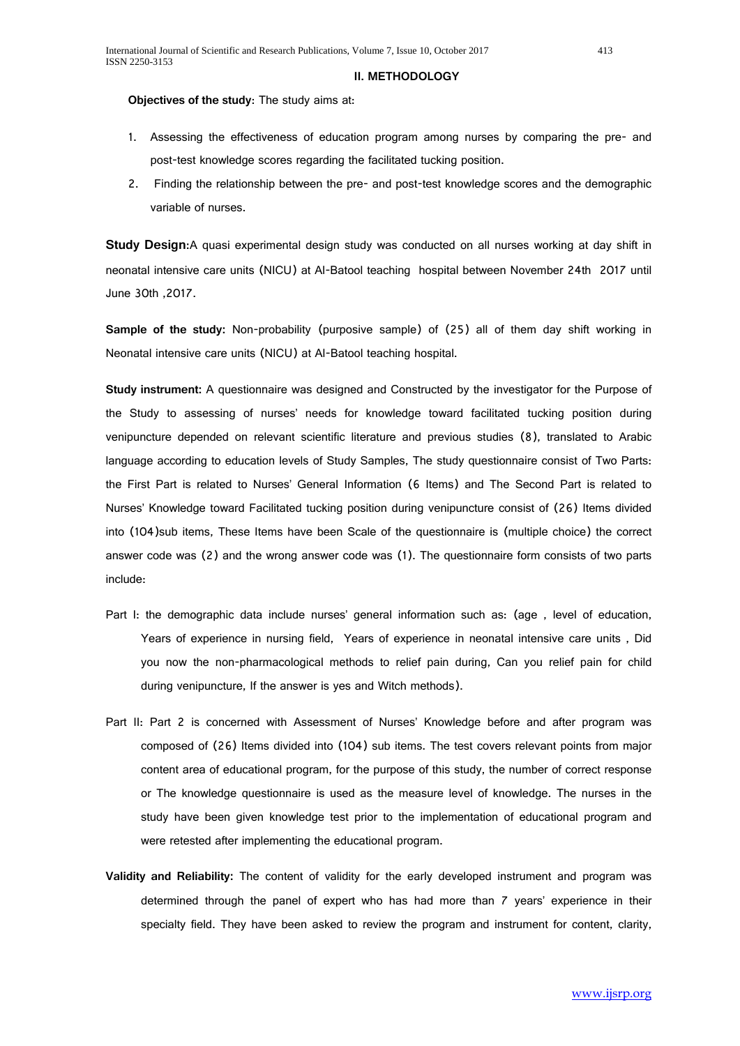## II. METHODOLOGY

**Objectives of the study**: The study aims at:

1. Assessing the effectiveness of education program among nurses by comparing the pre- and post-test knowledge scores regarding the facilitated tucking position.
2. Finding the relationship between the pre- and post-test knowledge scores and the demographic variable of nurses.

**Study Design**:A quasi experimental design study was conducted on all nurses working at day shift in neonatal intensive care units (NICU) at Al-Batool teaching hospital between November 24th 2017 until June 30th ,2017.

**Sample of the study:** Non-probability (purposive sample) of (25) all of them day shift working in Neonatal intensive care units (NICU) at Al-Batool teaching hospital.

**Study instrument:** A questionnaire was designed and Constructed by the investigator for the Purpose of the Study to assessing of nurses' needs for knowledge toward facilitated tucking position during venipuncture depended on relevant scientific literature and previous studies (8), translated to Arabic language according to education levels of Study Samples, The study questionnaire consist of Two Parts: the First Part is related to Nurses' General Information (6 Items) and The Second Part is related to Nurses' Knowledge toward Facilitated tucking position during venipuncture consist of (26) Items divided into (104)sub items, These Items have been Scale of the questionnaire is (multiple choice) the correct answer code was (2) and the wrong answer code was (1). The questionnaire form consists of two parts include:

Part I: the demographic data include nurses' general information such as: (age , level of education, Years of experience in nursing field, Years of experience in neonatal intensive care units , Did you now the non-pharmacological methods to relief pain during, Can you relief pain for child during venipuncture, If the answer is yes and Witch methods).

Part II: Part 2 is concerned with Assessment of Nurses' Knowledge before and after program was composed of (26) Items divided into (104) sub items. The test covers relevant points from major content area of educational program, for the purpose of this study, the number of correct response or The knowledge questionnaire is used as the measure level of knowledge. The nurses in the study have been given knowledge test prior to the implementation of educational program and were retested after implementing the educational program.

**Validity and Reliability:** The content of validity for the early developed instrument and program was determined through the panel of expert who has had more than 7 years' experience in their specialty field. They have been asked to review the program and instrument for content, clarity,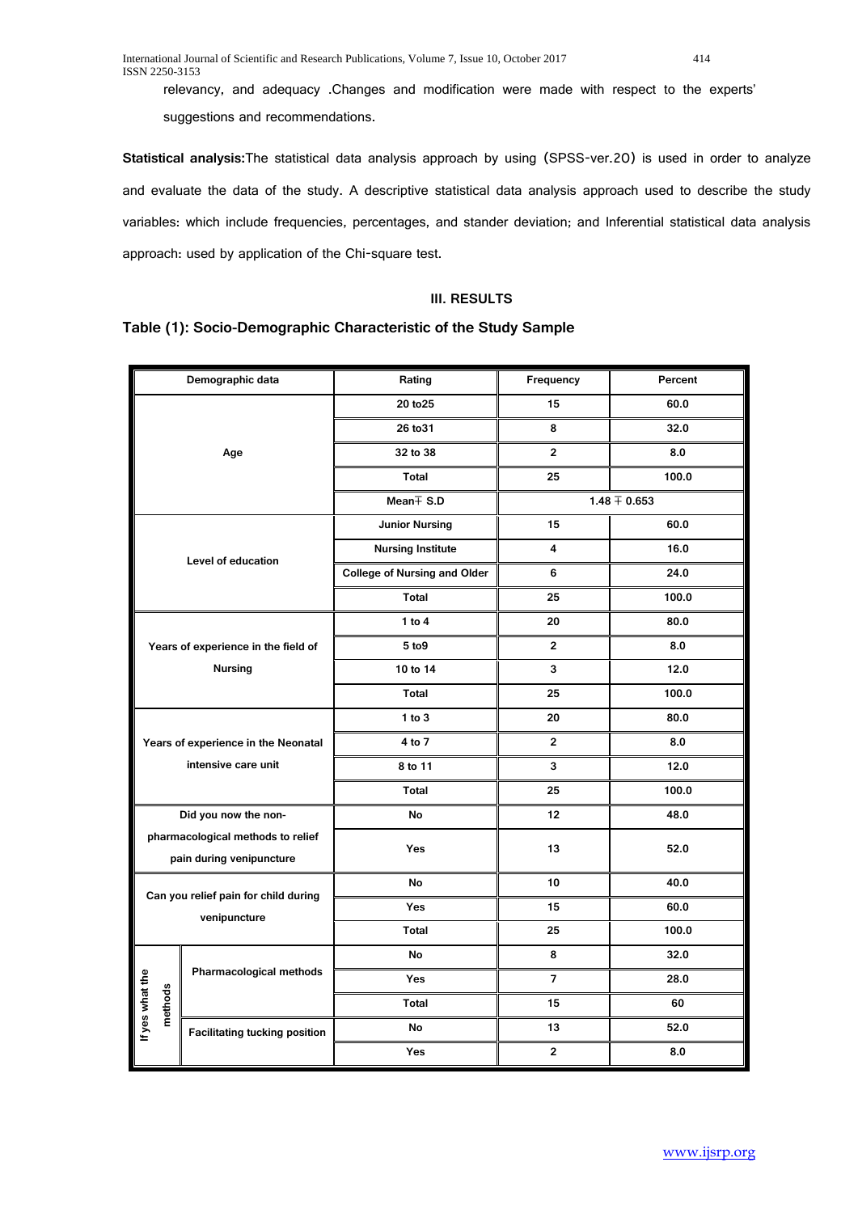relevancy, and adequacy .Changes and modification were made with respect to the experts' suggestions and recommendations.

**Statistical analysis:**The statistical data analysis approach by using (SPSS-ver.20) is used in order to analyze and evaluate the data of the study. A descriptive statistical data analysis approach used to describe the study variables: which include frequencies, percentages, and stander deviation; and Inferential statistical data analysis approach: used by application of the Chi-square test.

## III. RESULTS

### Table (1): Socio-Demographic Characteristic of the Study Sample

| Demographic data | | Rating | Frequency | Percent |
|---|---|---|---|---|
| Age | | 20 to25 | 15 | 60.0 |
| | | 26 to31 | 8 | 32.0 |
| | | 32 to 38 | 2 | 8.0 |
| | | Total | 25 | 100.0 |
| | | Mean∓ S.D | 1.48 ∓ 0.653 | |
| Level of education | | Junior Nursing | 15 | 60.0 |
| | | Nursing Institute | 4 | 16.0 |
| | | College of Nursing and Older | 6 | 24.0 |
| | | Total | 25 | 100.0 |
| Years of experience in the field of Nursing | | 1 to 4 | 20 | 80.0 |
| | | 5 to9 | 2 | 8.0 |
| | | 10 to 14 | 3 | 12.0 |
| | | Total | 25 | 100.0 |
| Years of experience in the Neonatal intensive care unit | | 1 to 3 | 20 | 80.0 |
| | | 4 to 7 | 2 | 8.0 |
| | | 8 to 11 | 3 | 12.0 |
| | | Total | 25 | 100.0 |
| Did you now the non-pharmacological methods to relief pain during venipuncture | | No | 12 | 48.0 |
| | | Yes | 13 | 52.0 |
| Can you relief pain for child during venipuncture | | No | 10 | 40.0 |
| | | Yes | 15 | 60.0 |
| | | Total | 25 | 100.0 |
| If yes what the methods | Pharmacological methods | No | 8 | 32.0 |
| | | Yes | 7 | 28.0 |
| | | Total | 15 | 60 |
| | Facilitating tucking position | No | 13 | 52.0 |
| | | Yes | 2 | 8.0 |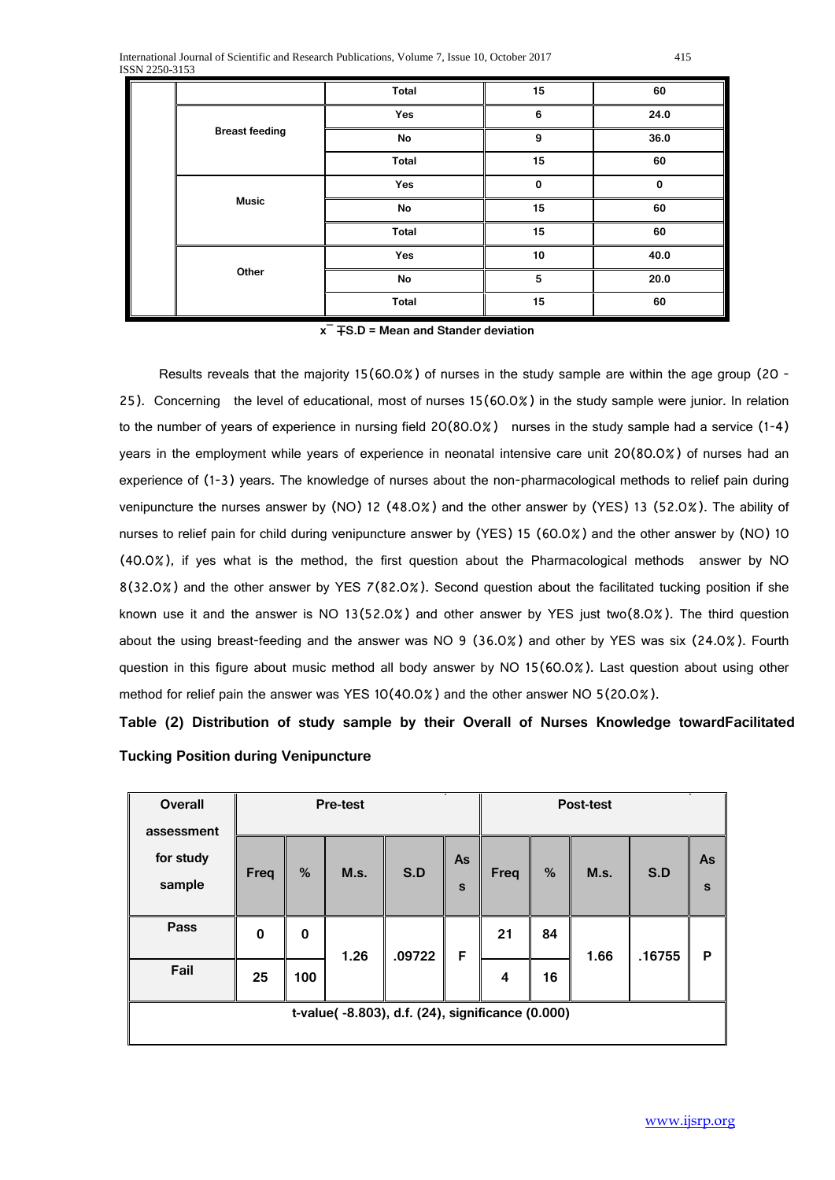| | | | | |
|---|---|---|---|---|
| | | Total | 15 | 60 |
| | Breast feeding | Yes | 6 | 24.0 |
| | | No | 9 | 36.0 |
| | | Total | 15 | 60 |
| | Music | Yes | 0 | 0 |
| | | No | 15 | 60 |
| | | Total | 15 | 60 |
| | Other | Yes | 10 | 40.0 |
| | | No | 5 | 20.0 |
| | | Total | 15 | 60 |

**x̄ ∓S.D = Mean and Stander deviation**

Results reveals that the majority 15(60.0%) of nurses in the study sample are within the age group (20 - 25). Concerning the level of educational, most of nurses 15(60.0%) in the study sample were junior. In relation to the number of years of experience in nursing field 20(80.0%) nurses in the study sample had a service (1-4) years in the employment while years of experience in neonatal intensive care unit 20(80.0%) of nurses had an experience of (1-3) years. The knowledge of nurses about the non-pharmacological methods to relief pain during venipuncture the nurses answer by (NO) 12 (48.0%) and the other answer by (YES) 13 (52.0%). The ability of nurses to relief pain for child during venipuncture answer by (YES) 15 (60.0%) and the other answer by (NO) 10 (40.0%), if yes what is the method, the first question about the Pharmacological methods answer by NO 8(32.0%) and the other answer by YES 7(82.0%). Second question about the facilitated tucking position if she known use it and the answer is NO 13(52.0%) and other answer by YES just two(8.0%). The third question about the using breast-feeding and the answer was NO 9 (36.0%) and other by YES was six (24.0%). Fourth question in this figure about music method all body answer by NO 15(60.0%). Last question about using other method for relief pain the answer was YES 10(40.0%) and the other answer NO 5(20.0%).

**Table (2) Distribution of study sample by their Overall of Nurses Knowledge towardFacilitated Tucking Position during Venipuncture**

| Overall assessment for study sample | Pre-test | | | | | Post-test | | | | |
|---|---|---|---|---|---|---|---|---|---|---|
| | Freq | % | M.s. | S.D | Ass | Freq | % | M.s. | S.D | Ass |
| Pass | 0 | 0 | 1.26 | .09722 | F | 21 | 84 | 1.66 | .16755 | P |
| Fail | 25 | 100 | | | | 4 | 16 | | | |
| t-value( -8.803), d.f. (24), significance (0.000) | | | | | | | | | | |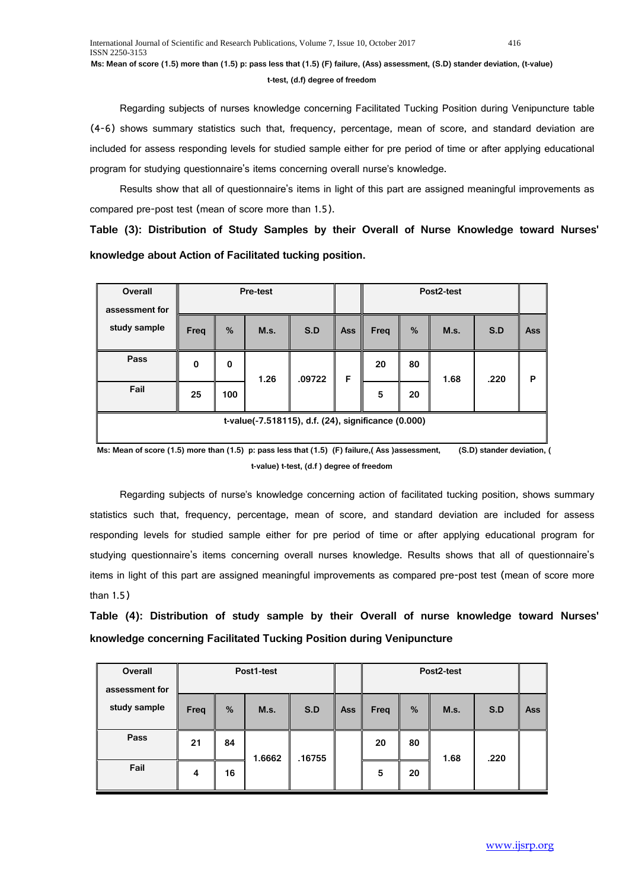**Ms: Mean of score (1.5) more than (1.5) p: pass less that (1.5) (F) failure, (Ass) assessment, (S.D) stander deviation, (t-value) t-test, (d.f) degree of freedom**

Regarding subjects of nurses knowledge concerning Facilitated Tucking Position during Venipuncture table (4-6) shows summary statistics such that, frequency, percentage, mean of score, and standard deviation are included for assess responding levels for studied sample either for pre period of time or after applying educational program for studying questionnaire's items concerning overall nurse's knowledge.

Results show that all of questionnaire's items in light of this part are assigned meaningful improvements as compared pre-post test (mean of score more than 1.5).

**Table (3): Distribution of Study Samples by their Overall of Nurse Knowledge toward Nurses' knowledge about Action of Facilitated tucking position.**

| Overall assessment for study sample | Pre-test | | | | | Post2-test | | | | |
|---|---|---|---|---|---|---|---|---|---|---|
| | Freq | % | M.s. | S.D | Ass | Freq | % | M.s. | S.D | Ass |
| Pass | 0 | 0 | 1.26 | .09722 | F | 20 | 80 | 1.68 | .220 | P |
| Fail | 25 | 100 | | | | 5 | 20 | | | |
| t-value(-7.518115), d.f. (24), significance (0.000) | | | | | | | | | | |

**Ms: Mean of score (1.5) more than (1.5) p: pass less that (1.5) (F) failure,( Ass )assessment, (S.D) stander deviation, ( t-value) t-test, (d.f ) degree of freedom**

Regarding subjects of nurse's knowledge concerning action of facilitated tucking position, shows summary statistics such that, frequency, percentage, mean of score, and standard deviation are included for assess responding levels for studied sample either for pre period of time or after applying educational program for studying questionnaire's items concerning overall nurses knowledge. Results shows that all of questionnaire's items in light of this part are assigned meaningful improvements as compared pre-post test (mean of score more than 1.5)

**Table (4): Distribution of study sample by their Overall of nurse knowledge toward Nurses' knowledge concerning Facilitated Tucking Position during Venipuncture**

| Overall assessment for study sample | Post1-test | | | | | Post2-test | | | | |
|---|---|---|---|---|---|---|---|---|---|---|
| | Freq | % | M.s. | S.D | Ass | Freq | % | M.s. | S.D | Ass |
| Pass | 21 | 84 | 1.6662 | .16755 | | 20 | 80 | 1.68 | .220 | |
| Fail | 4 | 16 | | | | 5 | 20 | | | |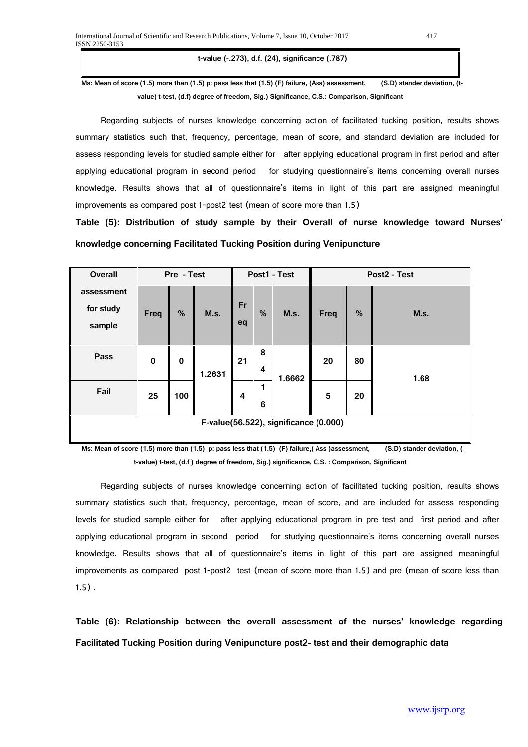| t-value (-.273), d.f. (24), significance (.787) |
|---|

**Ms: Mean of score (1.5) more than (1.5) p: pass less that (1.5) (F) failure, (Ass) assessment, (S.D) stander deviation, (t-value) t-test, (d.f) degree of freedom, Sig.) Significance, C.S.: Comparison, Significant**

Regarding subjects of nurses knowledge concerning action of facilitated tucking position, results shows summary statistics such that, frequency, percentage, mean of score, and standard deviation are included for assess responding levels for studied sample either for after applying educational program in first period and after applying educational program in second period for studying questionnaire's items concerning overall nurses knowledge. Results shows that all of questionnaire's items in light of this part are assigned meaningful improvements as compared post 1-post2 test (mean of score more than 1.5)

**Table (5): Distribution of study sample by their Overall of nurse knowledge toward Nurses' knowledge concerning Facilitated Tucking Position during Venipuncture**

| Overall assessment for study sample | Pre - Test | | | Post1 - Test | | | Post2 - Test | | |
|---|---|---|---|---|---|---|---|---|---|
| | Freq | % | M.s. | Freq | % | M.s. | Freq | % | M.s. |
| Pass | 0 | 0 | 1.2631 | 21 | 84 | 1.6662 | 20 | 80 | 1.68 |
| Fail | 25 | 100 | | 4 | 16 | | 5 | 20 | |
| F-value(56.522), significance (0.000) | | | | | | | | | |

**Ms: Mean of score (1.5) more than (1.5) p: pass less that (1.5) (F) failure,( Ass )assessment, (S.D) stander deviation, ( t-value) t-test, (d.f ) degree of freedom, Sig.) significance, C.S. : Comparison, Significant**

Regarding subjects of nurses knowledge concerning action of facilitated tucking position, results shows summary statistics such that, frequency, percentage, mean of score, and are included for assess responding levels for studied sample either for after applying educational program in pre test and first period and after applying educational program in second period for studying questionnaire's items concerning overall nurses knowledge. Results shows that all of questionnaire's items in light of this part are assigned meaningful improvements as compared post 1-post2 test (mean of score more than 1.5) and pre (mean of score less than 1.5) .

**Table (6): Relationship between the overall assessment of the nurses' knowledge regarding Facilitated Tucking Position during Venipuncture post2- test and their demographic data**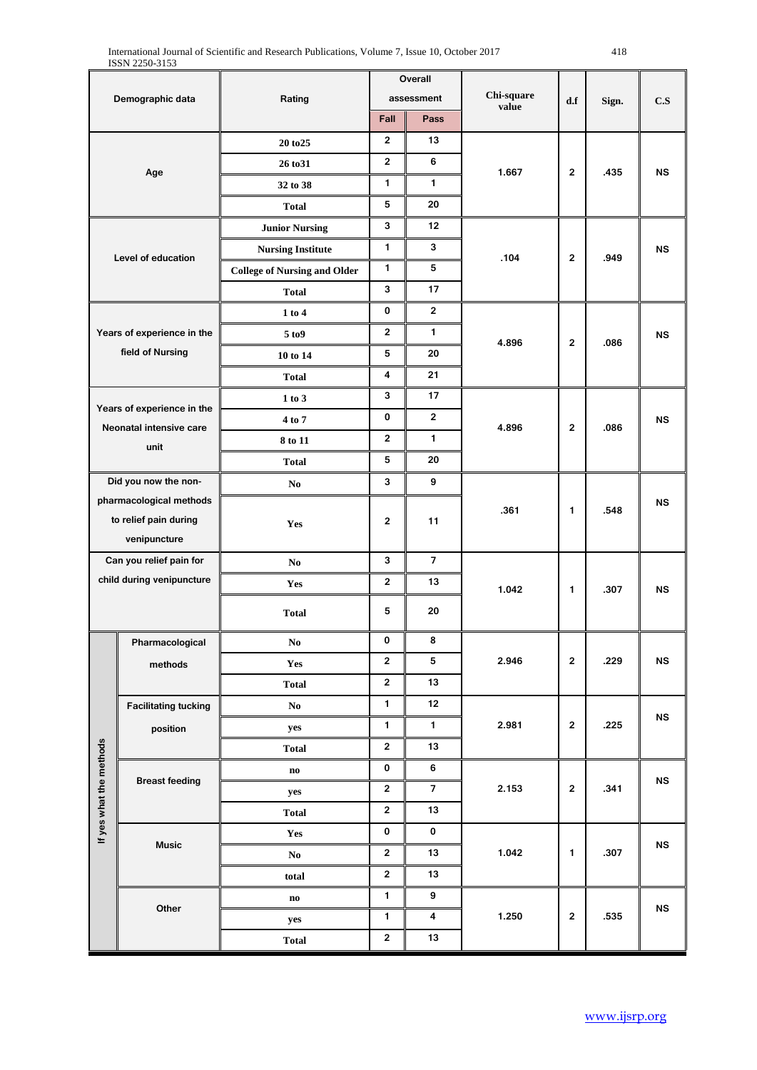| Demographic data | | Rating | Overall assessment | | Chi-square value | d.f | Sign. | C.S |
|---|---|---|---|---|---|---|---|---|
| | | | Fall | Pass | | | | |
| Age | | 20 to25 | 2 | 13 | 1.667 | 2 | .435 | NS |
| | | 26 to31 | 2 | 6 | | | | |
| | | 32 to 38 | 1 | 1 | | | | |
| | | Total | 5 | 20 | | | | |
| Level of education | | Junior Nursing | 3 | 12 | .104 | 2 | .949 | NS |
| | | Nursing Institute | 1 | 3 | | | | |
| | | College of Nursing and Older | 1 | 5 | | | | |
| | | Total | 3 | 17 | | | | |
| Years of experience in the field of Nursing | | 1 to 4 | 0 | 2 | 4.896 | 2 | .086 | NS |
| | | 5 to9 | 2 | 1 | | | | |
| | | 10 to 14 | 5 | 20 | | | | |
| | | Total | 4 | 21 | | | | |
| Years of experience in the Neonatal intensive care unit | | 1 to 3 | 3 | 17 | 4.896 | 2 | .086 | NS |
| | | 4 to 7 | 0 | 2 | | | | |
| | | 8 to 11 | 2 | 1 | | | | |
| | | Total | 5 | 20 | | | | |
| Did you now the non-pharmacological methods to relief pain during venipuncture | | No | 3 | 9 | .361 | 1 | .548 | NS |
| | | Yes | 2 | 11 | | | | |
| Can you relief pain for child during venipuncture | | No | 3 | 7 | 1.042 | 1 | .307 | NS |
| | | Yes | 2 | 13 | | | | |
| | | Total | 5 | 20 | | | | |
| If yes what the methods | Pharmacological methods | No | 0 | 8 | 2.946 | 2 | .229 | NS |
| | | Yes | 2 | 5 | | | | |
| | | Total | 2 | 13 | | | | |
| | Facilitating tucking position | No | 1 | 12 | 2.981 | 2 | .225 | NS |
| | | yes | 1 | 1 | | | | |
| | | Total | 2 | 13 | | | | |
| | Breast feeding | no | 0 | 6 | 2.153 | 2 | .341 | NS |
| | | yes | 2 | 7 | | | | |
| | | Total | 2 | 13 | | | | |
| | Music | Yes | 0 | 0 | 1.042 | 1 | .307 | NS |
| | | No | 2 | 13 | | | | |
| | | total | 2 | 13 | | | | |
| | Other | no | 1 | 9 | 1.250 | 2 | .535 | NS |
| | | yes | 1 | 4 | | | | |
| | | Total | 2 | 13 | | | | |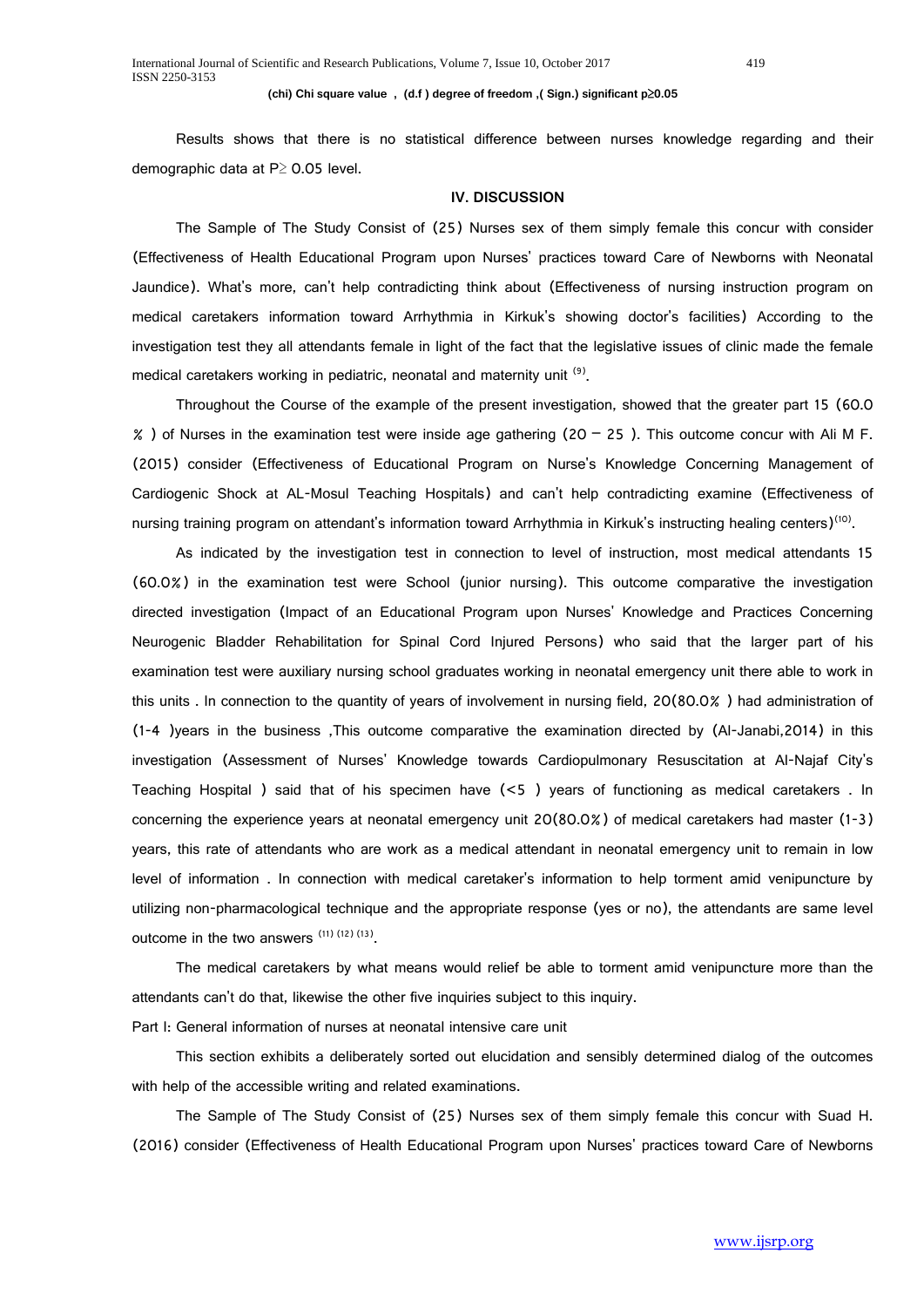**(chi) Chi square value , (d.f ) degree of freedom ,( Sign.) significant p≥0.05**

Results shows that there is no statistical difference between nurses knowledge regarding and their demographic data at P≥ 0.05 level.

## IV. DISCUSSION

The Sample of The Study Consist of (25) Nurses sex of them simply female this concur with consider (Effectiveness of Health Educational Program upon Nurses' practices toward Care of Newborns with Neonatal Jaundice). What's more, can't help contradicting think about (Effectiveness of nursing instruction program on medical caretakers information toward Arrhythmia in Kirkuk's showing doctor's facilities) According to the investigation test they all attendants female in light of the fact that the legislative issues of clinic made the female medical caretakers working in pediatric, neonatal and maternity unit [9].

Throughout the Course of the example of the present investigation, showed that the greater part 15 (60.0 % ) of Nurses in the examination test were inside age gathering (20 – 25 ). This outcome concur with Ali M F. (2015) consider (Effectiveness of Educational Program on Nurse's Knowledge Concerning Management of Cardiogenic Shock at AL-Mosul Teaching Hospitals) and can't help contradicting examine (Effectiveness of nursing training program on attendant's information toward Arrhythmia in Kirkuk's instructing healing centers)[10].

As indicated by the investigation test in connection to level of instruction, most medical attendants 15 (60.0%) in the examination test were School (junior nursing). This outcome comparative the investigation directed investigation (Impact of an Educational Program upon Nurses' Knowledge and Practices Concerning Neurogenic Bladder Rehabilitation for Spinal Cord Injured Persons) who said that the larger part of his examination test were auxiliary nursing school graduates working in neonatal emergency unit there able to work in this units . In connection to the quantity of years of involvement in nursing field, 20(80.0% ) had administration of (1-4 )years in the business ,This outcome comparative the examination directed by (Al-Janabi,2014) in this investigation (Assessment of Nurses' Knowledge towards Cardiopulmonary Resuscitation at Al-Najaf City's Teaching Hospital ) said that of his specimen have (<5 ) years of functioning as medical caretakers . In concerning the experience years at neonatal emergency unit 20(80.0%) of medical caretakers had master (1-3) years, this rate of attendants who are work as a medical attendant in neonatal emergency unit to remain in low level of information . In connection with medical caretaker's information to help torment amid venipuncture by utilizing non-pharmacological technique and the appropriate response (yes or no), the attendants are same level outcome in the two answers [11] [12] [13].

The medical caretakers by what means would relief be able to torment amid venipuncture more than the attendants can't do that, likewise the other five inquiries subject to this inquiry.

Part I: General information of nurses at neonatal intensive care unit

This section exhibits a deliberately sorted out elucidation and sensibly determined dialog of the outcomes with help of the accessible writing and related examinations.

The Sample of The Study Consist of (25) Nurses sex of them simply female this concur with Suad H. (2016) consider (Effectiveness of Health Educational Program upon Nurses' practices toward Care of Newborns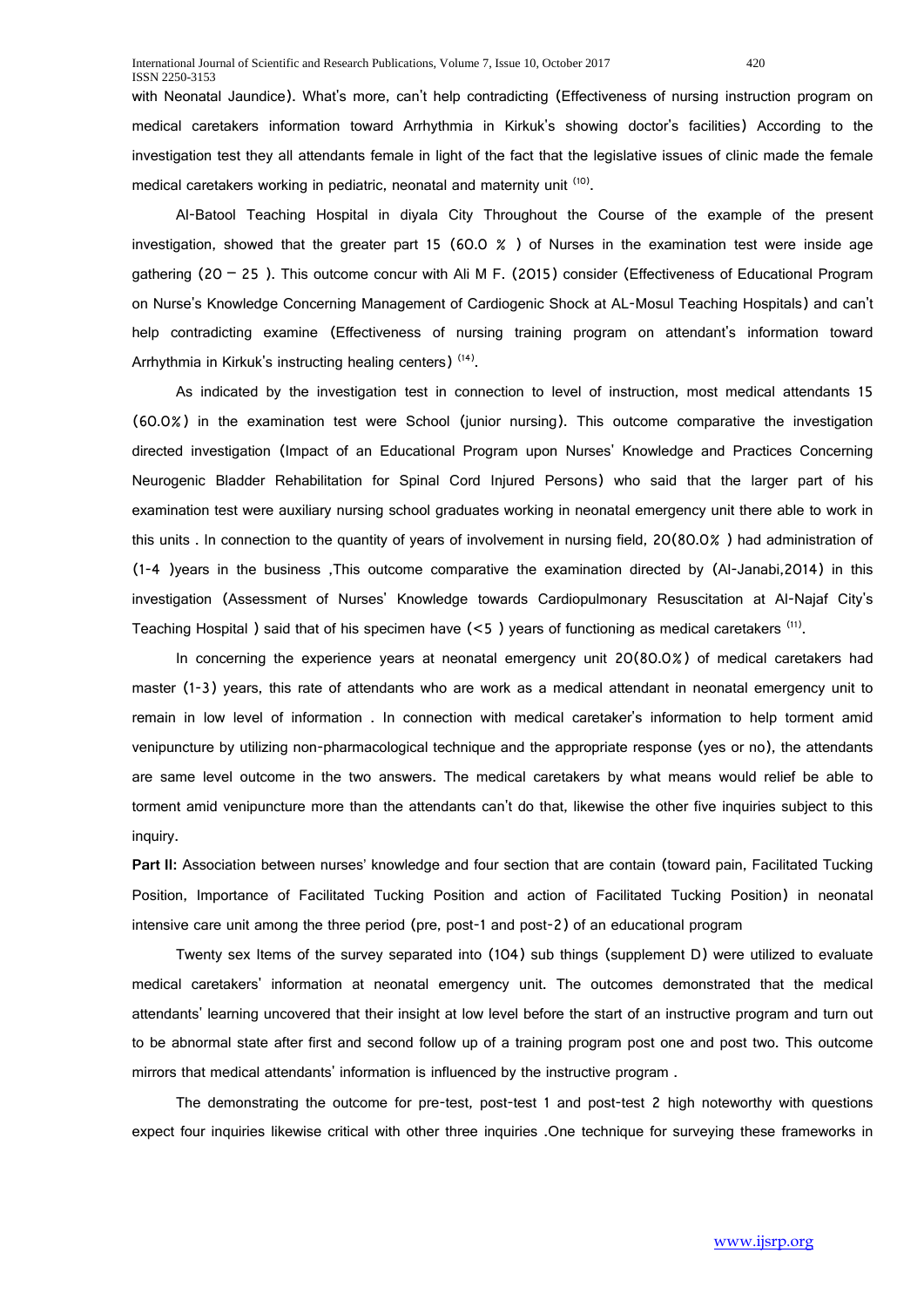with Neonatal Jaundice). What's more, can't help contradicting (Effectiveness of nursing instruction program on medical caretakers information toward Arrhythmia in Kirkuk's showing doctor's facilities) According to the investigation test they all attendants female in light of the fact that the legislative issues of clinic made the female medical caretakers working in pediatric, neonatal and maternity unit [10].

Al-Batool Teaching Hospital in diyala City Throughout the Course of the example of the present investigation, showed that the greater part 15 (60.0 % ) of Nurses in the examination test were inside age gathering (20 – 25 ). This outcome concur with Ali M F. (2015) consider (Effectiveness of Educational Program on Nurse's Knowledge Concerning Management of Cardiogenic Shock at AL-Mosul Teaching Hospitals) and can't help contradicting examine (Effectiveness of nursing training program on attendant's information toward Arrhythmia in Kirkuk's instructing healing centers) [14].

As indicated by the investigation test in connection to level of instruction, most medical attendants 15 (60.0%) in the examination test were School (junior nursing). This outcome comparative the investigation directed investigation (Impact of an Educational Program upon Nurses' Knowledge and Practices Concerning Neurogenic Bladder Rehabilitation for Spinal Cord Injured Persons) who said that the larger part of his examination test were auxiliary nursing school graduates working in neonatal emergency unit there able to work in this units . In connection to the quantity of years of involvement in nursing field, 20(80.0% ) had administration of (1-4 )years in the business ,This outcome comparative the examination directed by (Al-Janabi,2014) in this investigation (Assessment of Nurses' Knowledge towards Cardiopulmonary Resuscitation at Al-Najaf City's Teaching Hospital ) said that of his specimen have (<5 ) years of functioning as medical caretakers [11].

In concerning the experience years at neonatal emergency unit 20(80.0%) of medical caretakers had master (1-3) years, this rate of attendants who are work as a medical attendant in neonatal emergency unit to remain in low level of information . In connection with medical caretaker's information to help torment amid venipuncture by utilizing non-pharmacological technique and the appropriate response (yes or no), the attendants are same level outcome in the two answers. The medical caretakers by what means would relief be able to torment amid venipuncture more than the attendants can't do that, likewise the other five inquiries subject to this inquiry.

**Part II:** Association between nurses' knowledge and four section that are contain (toward pain, Facilitated Tucking Position, Importance of Facilitated Tucking Position and action of Facilitated Tucking Position) in neonatal intensive care unit among the three period (pre, post-1 and post-2) of an educational program

Twenty sex Items of the survey separated into (104) sub things (supplement D) were utilized to evaluate medical caretakers' information at neonatal emergency unit. The outcomes demonstrated that the medical attendants' learning uncovered that their insight at low level before the start of an instructive program and turn out to be abnormal state after first and second follow up of a training program post one and post two. This outcome mirrors that medical attendants' information is influenced by the instructive program .

The demonstrating the outcome for pre-test, post-test 1 and post-test 2 high noteworthy with questions expect four inquiries likewise critical with other three inquiries .One technique for surveying these frameworks in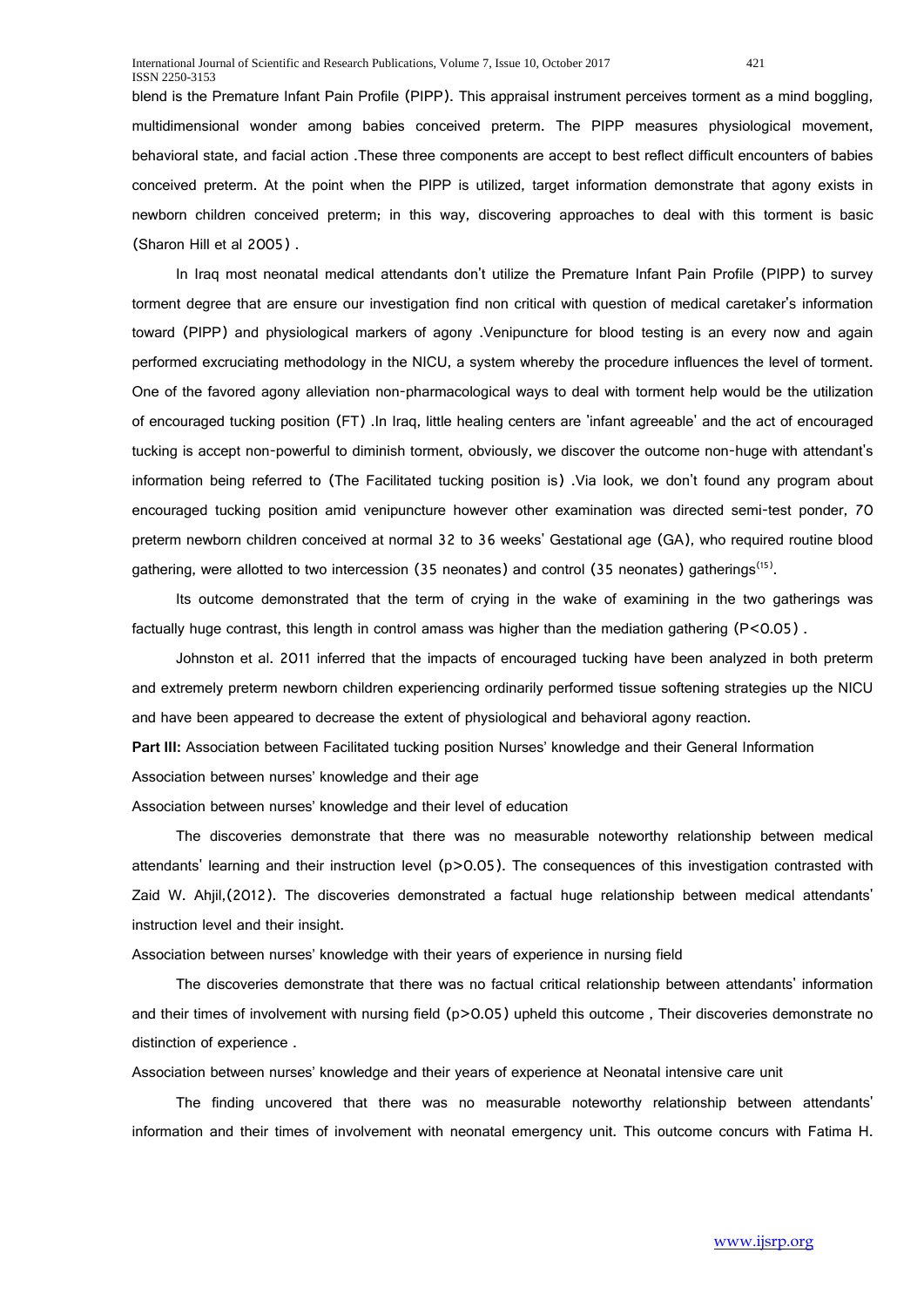blend is the Premature Infant Pain Profile (PIPP). This appraisal instrument perceives torment as a mind boggling, multidimensional wonder among babies conceived preterm. The PIPP measures physiological movement, behavioral state, and facial action .These three components are accept to best reflect difficult encounters of babies conceived preterm. At the point when the PIPP is utilized, target information demonstrate that agony exists in newborn children conceived preterm; in this way, discovering approaches to deal with this torment is basic (Sharon Hill et al 2005) .

In Iraq most neonatal medical attendants don't utilize the Premature Infant Pain Profile (PIPP) to survey torment degree that are ensure our investigation find non critical with question of medical caretaker's information toward (PIPP) and physiological markers of agony .Venipuncture for blood testing is an every now and again performed excruciating methodology in the NICU, a system whereby the procedure influences the level of torment. One of the favored agony alleviation non-pharmacological ways to deal with torment help would be the utilization of encouraged tucking position (FT) .In Iraq, little healing centers are 'infant agreeable' and the act of encouraged tucking is accept non-powerful to diminish torment, obviously, we discover the outcome non-huge with attendant's information being referred to (The Facilitated tucking position is) .Via look, we don't found any program about encouraged tucking position amid venipuncture however other examination was directed semi-test ponder, 70 preterm newborn children conceived at normal 32 to 36 weeks' Gestational age (GA), who required routine blood gathering, were allotted to two intercession (35 neonates) and control (35 neonates) gatherings[15].

Its outcome demonstrated that the term of crying in the wake of examining in the two gatherings was factually huge contrast, this length in control amass was higher than the mediation gathering ($P<0.05$) .

Johnston et al. 2011 inferred that the impacts of encouraged tucking have been analyzed in both preterm and extremely preterm newborn children experiencing ordinarily performed tissue softening strategies up the NICU and have been appeared to decrease the extent of physiological and behavioral agony reaction.

**Part III:** Association between Facilitated tucking position Nurses' knowledge and their General Information

Association between nurses' knowledge and their age

Association between nurses' knowledge and their level of education

The discoveries demonstrate that there was no measurable noteworthy relationship between medical attendants' learning and their instruction level ($p>0.05$). The consequences of this investigation contrasted with Zaid W. Ahjil,(2012). The discoveries demonstrated a factual huge relationship between medical attendants' instruction level and their insight.

Association between nurses' knowledge with their years of experience in nursing field

The discoveries demonstrate that there was no factual critical relationship between attendants' information and their times of involvement with nursing field ($p>0.05$) upheld this outcome , Their discoveries demonstrate no distinction of experience .

Association between nurses' knowledge and their years of experience at Neonatal intensive care unit

The finding uncovered that there was no measurable noteworthy relationship between attendants' information and their times of involvement with neonatal emergency unit. This outcome concurs with Fatima H.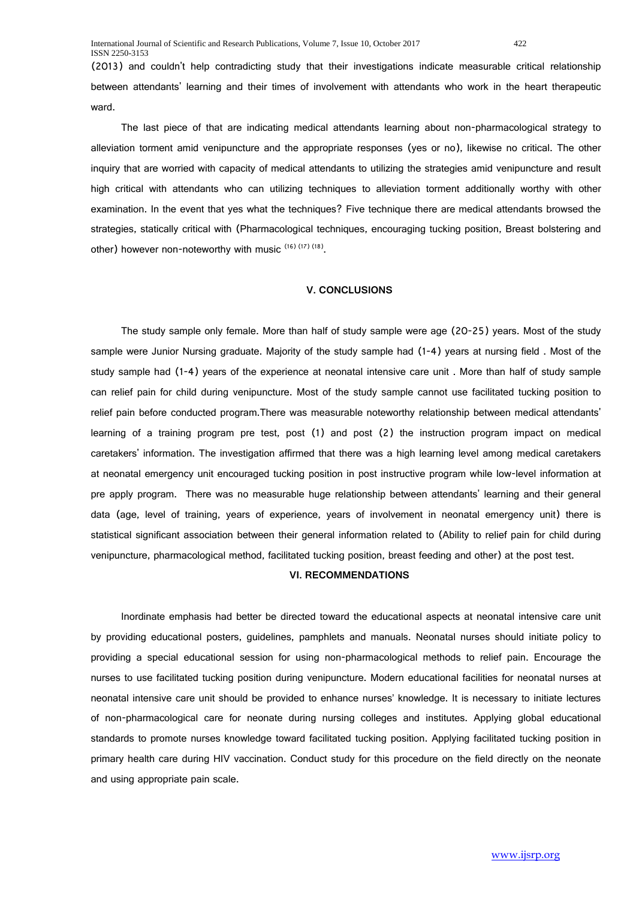(2013) and couldn't help contradicting study that their investigations indicate measurable critical relationship between attendants' learning and their times of involvement with attendants who work in the heart therapeutic ward.

The last piece of that are indicating medical attendants learning about non-pharmacological strategy to alleviation torment amid venipuncture and the appropriate responses (yes or no), likewise no critical. The other inquiry that are worried with capacity of medical attendants to utilizing the strategies amid venipuncture and result high critical with attendants who can utilizing techniques to alleviation torment additionally worthy with other examination. In the event that yes what the techniques? Five technique there are medical attendants browsed the strategies, statically critical with (Pharmacological techniques, encouraging tucking position, Breast bolstering and other) however non-noteworthy with music [16] [17] [18].

## V. CONCLUSIONS

The study sample only female. More than half of study sample were age (20-25) years. Most of the study sample were Junior Nursing graduate. Majority of the study sample had (1-4) years at nursing field . Most of the study sample had (1-4) years of the experience at neonatal intensive care unit . More than half of study sample can relief pain for child during venipuncture. Most of the study sample cannot use facilitated tucking position to relief pain before conducted program.There was measurable noteworthy relationship between medical attendants' learning of a training program pre test, post (1) and post (2) the instruction program impact on medical caretakers' information. The investigation affirmed that there was a high learning level among medical caretakers at neonatal emergency unit encouraged tucking position in post instructive program while low-level information at pre apply program. There was no measurable huge relationship between attendants' learning and their general data (age, level of training, years of experience, years of involvement in neonatal emergency unit) there is statistical significant association between their general information related to (Ability to relief pain for child during venipuncture, pharmacological method, facilitated tucking position, breast feeding and other) at the post test.

## VI. RECOMMENDATIONS

Inordinate emphasis had better be directed toward the educational aspects at neonatal intensive care unit by providing educational posters, guidelines, pamphlets and manuals. Neonatal nurses should initiate policy to providing a special educational session for using non-pharmacological methods to relief pain. Encourage the nurses to use facilitated tucking position during venipuncture. Modern educational facilities for neonatal nurses at neonatal intensive care unit should be provided to enhance nurses' knowledge. It is necessary to initiate lectures of non-pharmacological care for neonate during nursing colleges and institutes. Applying global educational standards to promote nurses knowledge toward facilitated tucking position. Applying facilitated tucking position in primary health care during HIV vaccination. Conduct study for this procedure on the field directly on the neonate and using appropriate pain scale.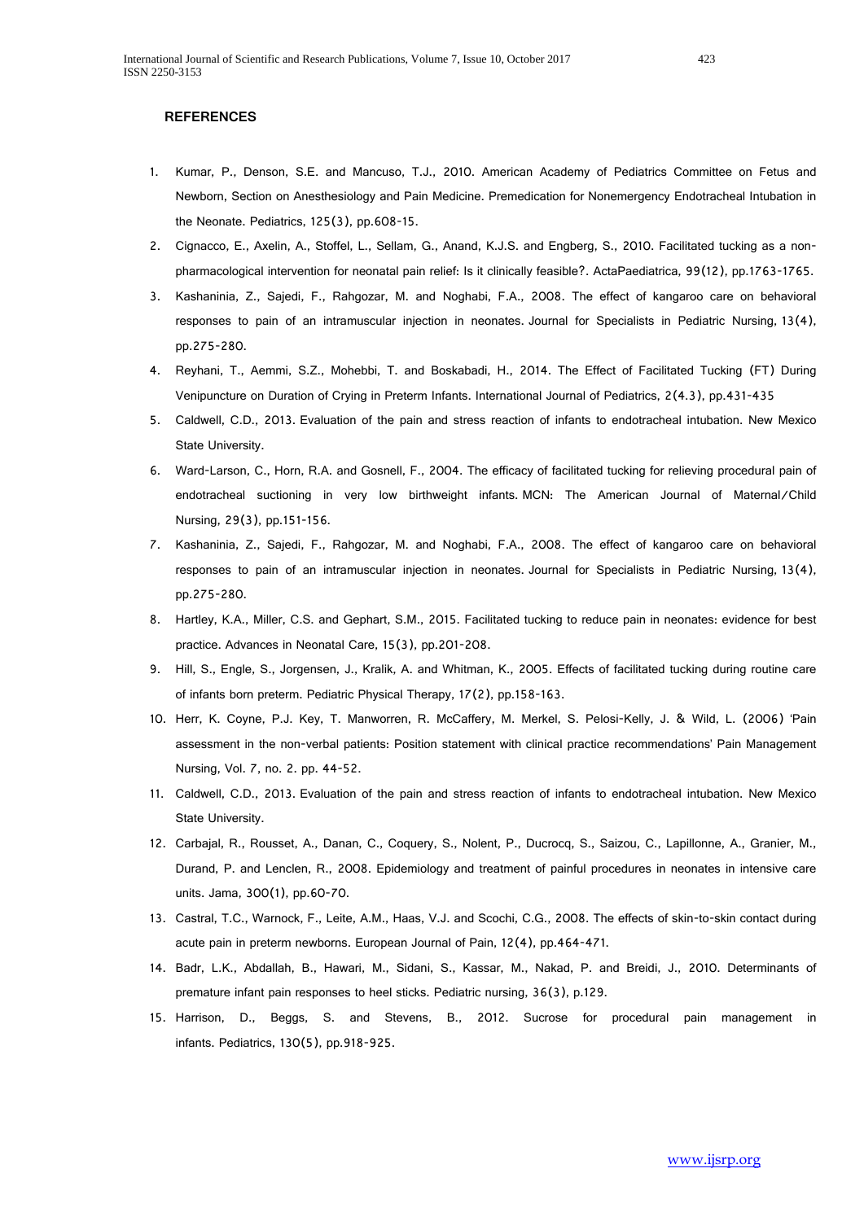## REFERENCES

1. Kumar, P., Denson, S.E. and Mancuso, T.J., 2010. American Academy of Pediatrics Committee on Fetus and Newborn, Section on Anesthesiology and Pain Medicine. Premedication for Nonemergency Endotracheal Intubation in the Neonate. Pediatrics, 125(3), pp.608-15.
2. Cignacco, E., Axelin, A., Stoffel, L., Sellam, G., Anand, K.J.S. and Engberg, S., 2010. Facilitated tucking as a non-pharmacological intervention for neonatal pain relief: Is it clinically feasible?. ActaPaediatrica, 99(12), pp.1763-1765.
3. Kashaninia, Z., Sajedi, F., Rahgozar, M. and Noghabi, F.A., 2008. The effect of kangaroo care on behavioral responses to pain of an intramuscular injection in neonates. Journal for Specialists in Pediatric Nursing, 13(4), pp.275-280.
4. Reyhani, T., Aemmi, S.Z., Mohebbi, T. and Boskabadi, H., 2014. The Effect of Facilitated Tucking (FT) During Venipuncture on Duration of Crying in Preterm Infants. International Journal of Pediatrics, 2(4.3), pp.431-435
5. Caldwell, C.D., 2013. Evaluation of the pain and stress reaction of infants to endotracheal intubation. New Mexico State University.
6. Ward-Larson, C., Horn, R.A. and Gosnell, F., 2004. The efficacy of facilitated tucking for relieving procedural pain of endotracheal suctioning in very low birthweight infants. MCN: The American Journal of Maternal/Child Nursing, 29(3), pp.151-156.
7. Kashaninia, Z., Sajedi, F., Rahgozar, M. and Noghabi, F.A., 2008. The effect of kangaroo care on behavioral responses to pain of an intramuscular injection in neonates. Journal for Specialists in Pediatric Nursing, 13(4), pp.275-280.
8. Hartley, K.A., Miller, C.S. and Gephart, S.M., 2015. Facilitated tucking to reduce pain in neonates: evidence for best practice. Advances in Neonatal Care, 15(3), pp.201-208.
9. Hill, S., Engle, S., Jorgensen, J., Kralik, A. and Whitman, K., 2005. Effects of facilitated tucking during routine care of infants born preterm. Pediatric Physical Therapy, 17(2), pp.158-163.
10. Herr, K. Coyne, P.J. Key, T. Manworren, R. McCaffery, M. Merkel, S. Pelosi-Kelly, J. & Wild, L. (2006) 'Pain assessment in the non-verbal patients: Position statement with clinical practice recommendations' Pain Management Nursing, Vol. 7, no. 2. pp. 44-52.
11. Caldwell, C.D., 2013. Evaluation of the pain and stress reaction of infants to endotracheal intubation. New Mexico State University.
12. Carbajal, R., Rousset, A., Danan, C., Coquery, S., Nolent, P., Ducrocq, S., Saizou, C., Lapillonne, A., Granier, M., Durand, P. and Lenclen, R., 2008. Epidemiology and treatment of painful procedures in neonates in intensive care units. Jama, 300(1), pp.60-70.
13. Castral, T.C., Warnock, F., Leite, A.M., Haas, V.J. and Scochi, C.G., 2008. The effects of skin-to-skin contact during acute pain in preterm newborns. European Journal of Pain, 12(4), pp.464-471.
14. Badr, L.K., Abdallah, B., Hawari, M., Sidani, S., Kassar, M., Nakad, P. and Breidi, J., 2010. Determinants of premature infant pain responses to heel sticks. Pediatric nursing, 36(3), p.129.
15. Harrison, D., Beggs, S. and Stevens, B., 2012. Sucrose for procedural pain management in infants. Pediatrics, 130(5), pp.918-925.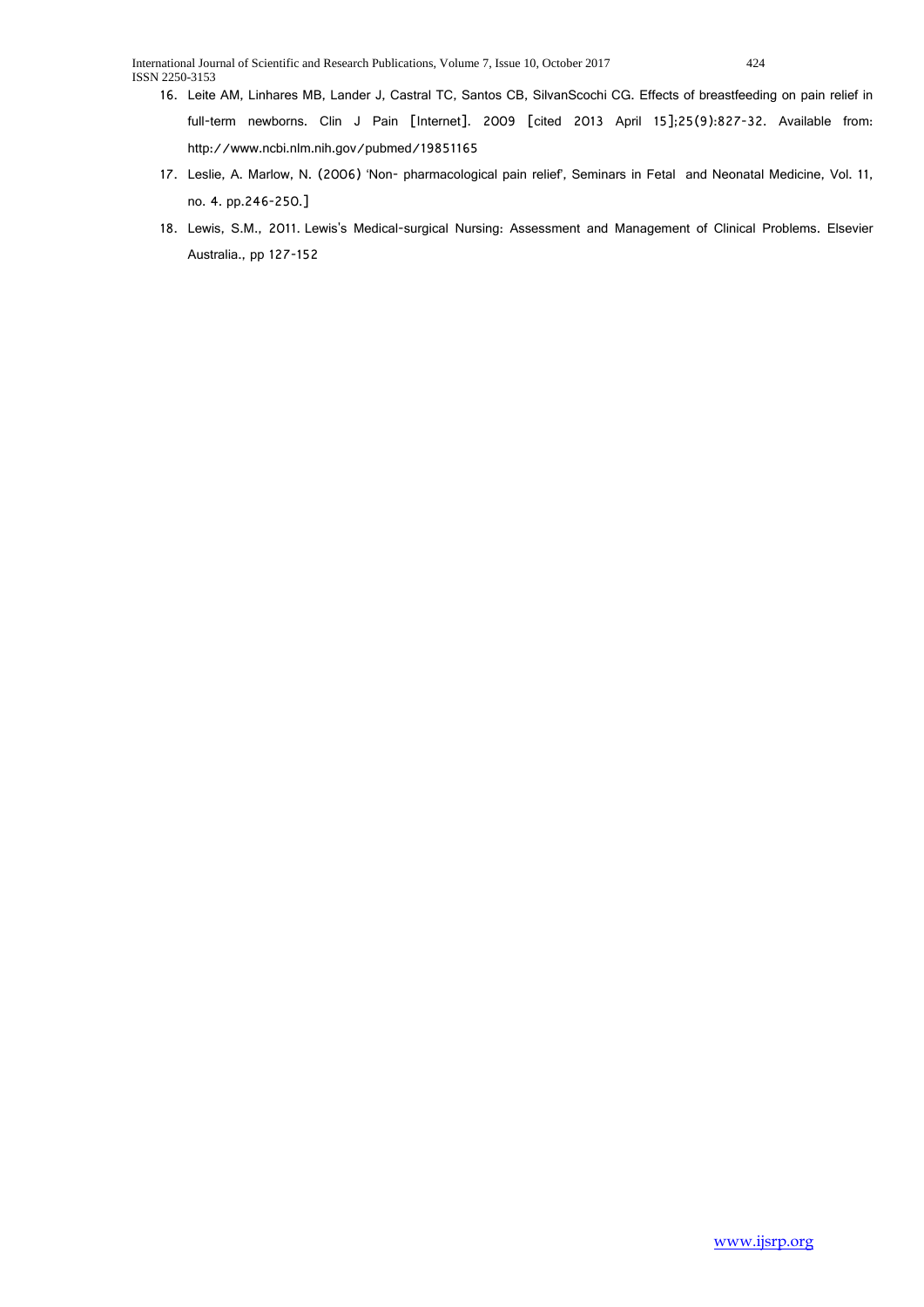16. Leite AM, Linhares MB, Lander J, Castral TC, Santos CB, SilvanScochi CG. Effects of breastfeeding on pain relief in full-term newborns. Clin J Pain [Internet]. 2009 [cited 2013 April 15];25(9):827-32. Available from: http://www.ncbi.nlm.nih.gov/pubmed/19851165
17. Leslie, A. Marlow, N. (2006) 'Non- pharmacological pain relief', Seminars in Fetal and Neonatal Medicine, Vol. 11, no. 4. pp.246-250.]
18. Lewis, S.M., 2011. Lewis's Medical-surgical Nursing: Assessment and Management of Clinical Problems. Elsevier Australia., pp 127-152